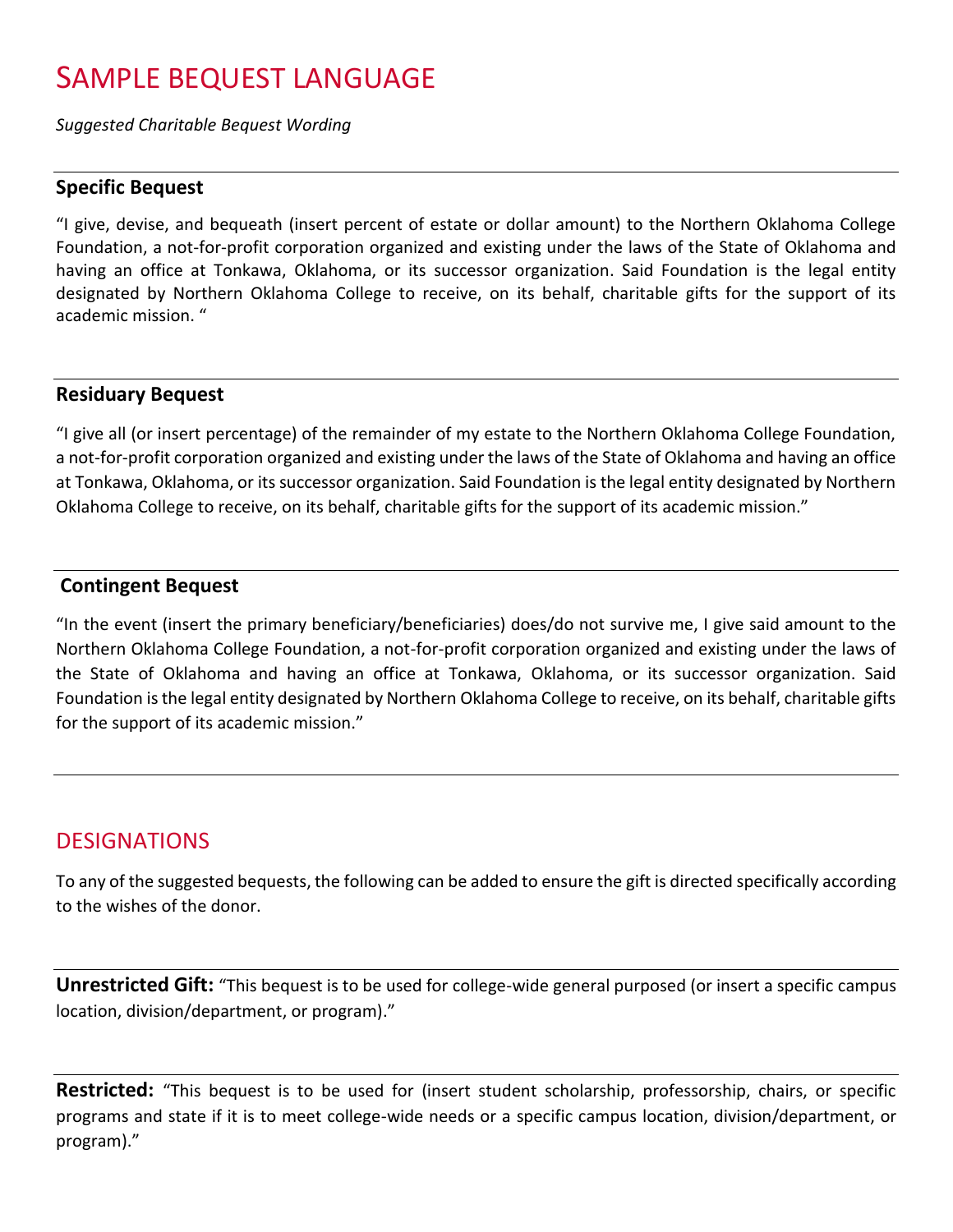# SAMPLE BEQUEST LANGUAGE

*Suggested Charitable Bequest Wording*

### Specific Bequest

"I give, devise, and bequeath (insert percent of estate or dollar amount) to the Northern Oklahoma College Foundation, a not-for-profit corporation organized and existing under the laws of the State of Oklahoma and having an office at Tonkawa, Oklahoma, or its successor organization. Said Foundation is the legal entity designated by Northern Oklahoma College to receive, on its behalf, charitable gifts for the support of its academic mission. "

### Residuary Bequest

"I give all (or insert percentage) of the remainder of my estate to the Northern Oklahoma College Foundation, a not-for-profit corporation organized and existing under the laws of the State of Oklahoma and having an office at Tonkawa, Oklahoma, or its successor organization. Said Foundation is the legal entity designated by Northern Oklahoma College to receive, on its behalf, charitable gifts for the support of its academic mission."

### Contingent Bequest

"In the event (insert the primary beneficiary/beneficiaries) does/do not survive me, I give said amount to the Northern Oklahoma College Foundation, a not-for-profit corporation organized and existing under the laws of the State of Oklahoma and having an office at Tonkawa, Oklahoma, or its successor organization. Said Foundation is the legal entity designated by Northern Oklahoma College to receive, on its behalf, charitable gifts for the support of its academic mission."

## DESIGNATIONS

To any of the suggested bequests, the following can be added to ensure the gift is directed specifically according to the wishes of the donor.

**Unrestricted Gift:** "This bequest is to be used for college-wide general purposed (or insert a specific campus location, division/department, or program)."

**Restricted:** "This bequest is to be used for (insert student scholarship, professorship, chairs, or specific programs and state if it is to meet college-wide needs or a specific campus location, division/department, or program)."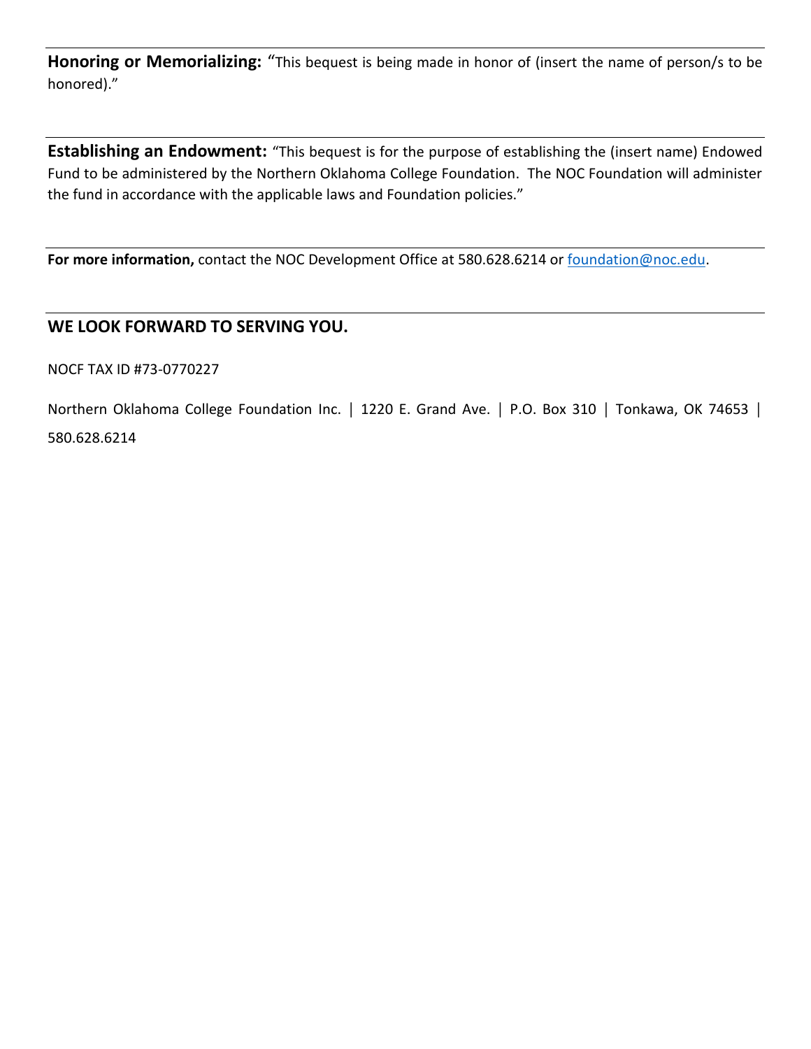**Honoring or Memorializing:** "This bequest is being made in honor of (insert the name of person/s to be honored)."

---

**Establishing an Endowment:** "This bequest is for the purpose of establishing the (insert name) Endowed Fund to be administered by the Northern Oklahoma College Foundation. The NOC Foundation will administer the fund in accordance with the applicable laws and Foundation policies."

---

**For more information,** contact the NOC Development Office at 580.628.6214 or foundation@noc.edu.

---

## WE LOOK FORWARD TO SERVING YOU.

NOCF TAX ID #73-0770227

Northern Oklahoma College Foundation Inc. | 1220 E. Grand Ave. | P.O. Box 310 | Tonkawa, OK 74653 | 580.628.6214